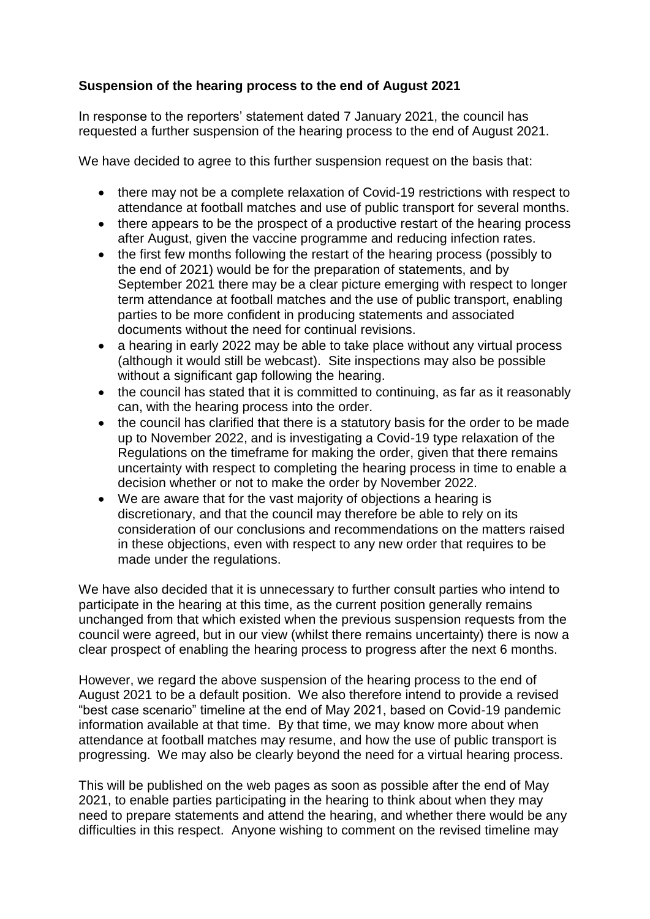**Suspension of the hearing process to the end of August 2021**

In response to the reporters' statement dated 7 January 2021, the council has requested a further suspension of the hearing process to the end of August 2021.

We have decided to agree to this further suspension request on the basis that:

- there may not be a complete relaxation of Covid-19 restrictions with respect to attendance at football matches and use of public transport for several months.
- there appears to be the prospect of a productive restart of the hearing process after August, given the vaccine programme and reducing infection rates.
- the first few months following the restart of the hearing process (possibly to the end of 2021) would be for the preparation of statements, and by September 2021 there may be a clear picture emerging with respect to longer term attendance at football matches and the use of public transport, enabling parties to be more confident in producing statements and associated documents without the need for continual revisions.
- a hearing in early 2022 may be able to take place without any virtual process (although it would still be webcast). Site inspections may also be possible without a significant gap following the hearing.
- the council has stated that it is committed to continuing, as far as it reasonably can, with the hearing process into the order.
- the council has clarified that there is a statutory basis for the order to be made up to November 2022, and is investigating a Covid-19 type relaxation of the Regulations on the timeframe for making the order, given that there remains uncertainty with respect to completing the hearing process in time to enable a decision whether or not to make the order by November 2022.
- We are aware that for the vast majority of objections a hearing is discretionary, and that the council may therefore be able to rely on its consideration of our conclusions and recommendations on the matters raised in these objections, even with respect to any new order that requires to be made under the regulations.

We have also decided that it is unnecessary to further consult parties who intend to participate in the hearing at this time, as the current position generally remains unchanged from that which existed when the previous suspension requests from the council were agreed, but in our view (whilst there remains uncertainty) there is now a clear prospect of enabling the hearing process to progress after the next 6 months.

However, we regard the above suspension of the hearing process to the end of August 2021 to be a default position. We also therefore intend to provide a revised "best case scenario" timeline at the end of May 2021, based on Covid-19 pandemic information available at that time. By that time, we may know more about when attendance at football matches may resume, and how the use of public transport is progressing. We may also be clearly beyond the need for a virtual hearing process.

This will be published on the web pages as soon as possible after the end of May 2021, to enable parties participating in the hearing to think about when they may need to prepare statements and attend the hearing, and whether there would be any difficulties in this respect. Anyone wishing to comment on the revised timeline may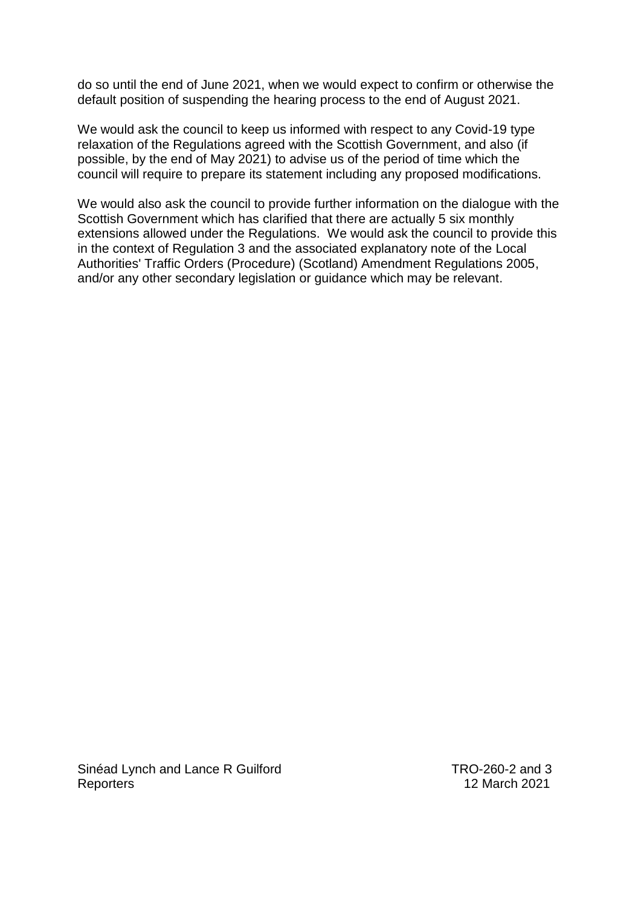do so until the end of June 2021, when we would expect to confirm or otherwise the default position of suspending the hearing process to the end of August 2021.

We would ask the council to keep us informed with respect to any Covid-19 type relaxation of the Regulations agreed with the Scottish Government, and also (if possible, by the end of May 2021) to advise us of the period of time which the council will require to prepare its statement including any proposed modifications.

We would also ask the council to provide further information on the dialogue with the Scottish Government which has clarified that there are actually 5 six monthly extensions allowed under the Regulations. We would ask the council to provide this in the context of Regulation 3 and the associated explanatory note of the Local Authorities' Traffic Orders (Procedure) (Scotland) Amendment Regulations 2005, and/or any other secondary legislation or guidance which may be relevant.

Sinéad Lynch and Lance R Guilford
Reporters

TRO-260-2 and 3
12 March 2021